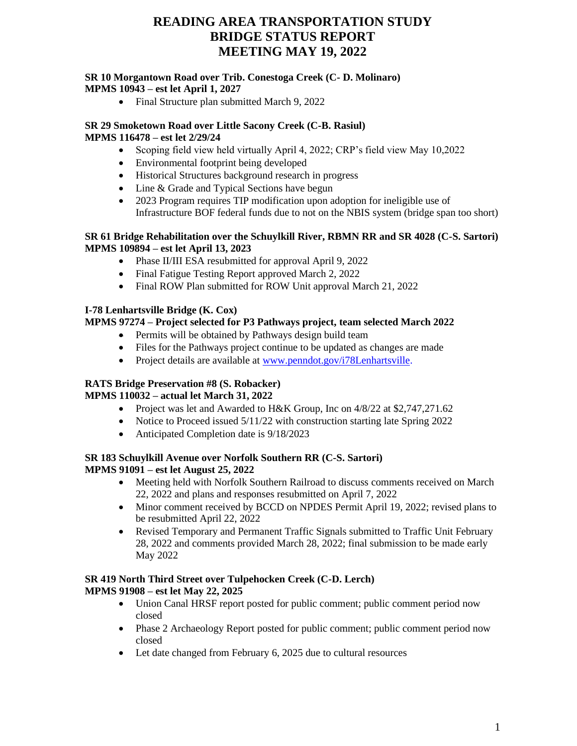# READING AREA TRANSPORTATION STUDY
# BRIDGE STATUS REPORT
# MEETING MAY 19, 2022

**SR 10 Morgantown Road over Trib. Conestoga Creek (C- D. Molinaro)**
**MPMS 10943 – est let April 1, 2027**

- Final Structure plan submitted March 9, 2022

**SR 29 Smoketown Road over Little Sacony Creek (C-B. Rasiul)**
**MPMS 116478 – est let 2/29/24**

- Scoping field view held virtually April 4, 2022; CRP's field view May 10,2022
- Environmental footprint being developed
- Historical Structures background research in progress
- Line & Grade and Typical Sections have begun
- 2023 Program requires TIP modification upon adoption for ineligible use of Infrastructure BOF federal funds due to not on the NBIS system (bridge span too short)

**SR 61 Bridge Rehabilitation over the Schuylkill River, RBMN RR and SR 4028 (C-S. Sartori)**
**MPMS 109894 – est let April 13, 2023**

- Phase II/III ESA resubmitted for approval April 9, 2022
- Final Fatigue Testing Report approved March 2, 2022
- Final ROW Plan submitted for ROW Unit approval March 21, 2022

**I-78 Lenhartsville Bridge (K. Cox)**
**MPMS 97274 – Project selected for P3 Pathways project, team selected March 2022**

- Permits will be obtained by Pathways design build team
- Files for the Pathways project continue to be updated as changes are made
- Project details are available at [www.penndot.gov/i78Lenhartsville](www.penndot.gov/i78Lenhartsville).

**RATS Bridge Preservation #8 (S. Robacker)**
**MPMS 110032 – actual let March 31, 2022**

- Project was let and Awarded to H&K Group, Inc on 4/8/22 at $2,747,271.62
- Notice to Proceed issued 5/11/22 with construction starting late Spring 2022
- Anticipated Completion date is 9/18/2023

**SR 183 Schuylkill Avenue over Norfolk Southern RR (C-S. Sartori)**
**MPMS 91091 – est let August 25, 2022**

- Meeting held with Norfolk Southern Railroad to discuss comments received on March 22, 2022 and plans and responses resubmitted on April 7, 2022
- Minor comment received by BCCD on NPDES Permit April 19, 2022; revised plans to be resubmitted April 22, 2022
- Revised Temporary and Permanent Traffic Signals submitted to Traffic Unit February 28, 2022 and comments provided March 28, 2022; final submission to be made early May 2022

**SR 419 North Third Street over Tulpehocken Creek (C-D. Lerch)**
**MPMS 91908 – est let May 22, 2025**

- Union Canal HRSF report posted for public comment; public comment period now closed
- Phase 2 Archaeology Report posted for public comment; public comment period now closed
- Let date changed from February 6, 2025 due to cultural resources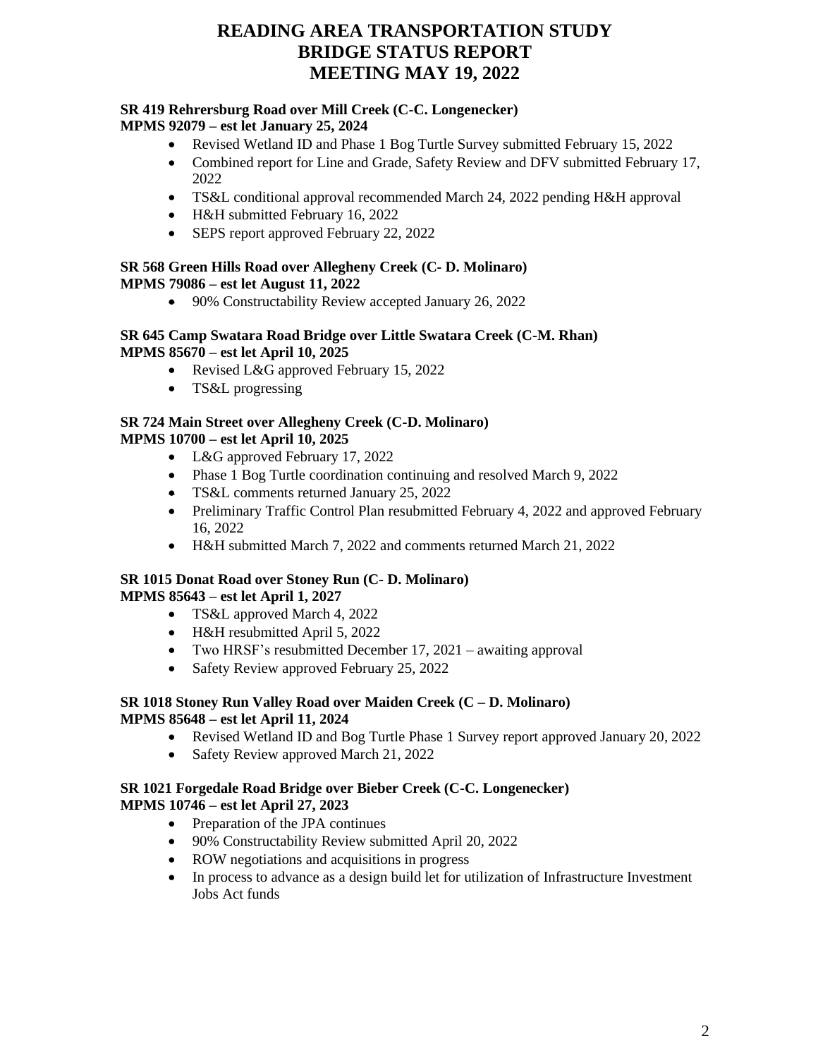# READING AREA TRANSPORTATION STUDY
# BRIDGE STATUS REPORT
# MEETING MAY 19, 2022

**SR 419 Rehrersburg Road over Mill Creek (C-C. Longenecker)**
**MPMS 92079 – est let January 25, 2024**

- Revised Wetland ID and Phase 1 Bog Turtle Survey submitted February 15, 2022
- Combined report for Line and Grade, Safety Review and DFV submitted February 17, 2022
- TS&L conditional approval recommended March 24, 2022 pending H&H approval
- H&H submitted February 16, 2022
- SEPS report approved February 22, 2022

**SR 568 Green Hills Road over Allegheny Creek (C- D. Molinaro)**
**MPMS 79086 – est let August 11, 2022**

- 90% Constructability Review accepted January 26, 2022

**SR 645 Camp Swatara Road Bridge over Little Swatara Creek (C-M. Rhan)**
**MPMS 85670 – est let April 10, 2025**

- Revised L&G approved February 15, 2022
- TS&L progressing

**SR 724 Main Street over Allegheny Creek (C-D. Molinaro)**
**MPMS 10700 – est let April 10, 2025**

- L&G approved February 17, 2022
- Phase 1 Bog Turtle coordination continuing and resolved March 9, 2022
- TS&L comments returned January 25, 2022
- Preliminary Traffic Control Plan resubmitted February 4, 2022 and approved February 16, 2022
- H&H submitted March 7, 2022 and comments returned March 21, 2022

**SR 1015 Donat Road over Stoney Run (C- D. Molinaro)**
**MPMS 85643 – est let April 1, 2027**

- TS&L approved March 4, 2022
- H&H resubmitted April 5, 2022
- Two HRSF's resubmitted December 17, 2021 – awaiting approval
- Safety Review approved February 25, 2022

**SR 1018 Stoney Run Valley Road over Maiden Creek (C – D. Molinaro)**
**MPMS 85648 – est let April 11, 2024**

- Revised Wetland ID and Bog Turtle Phase 1 Survey report approved January 20, 2022
- Safety Review approved March 21, 2022

**SR 1021 Forgedale Road Bridge over Bieber Creek (C-C. Longenecker)**
**MPMS 10746 – est let April 27, 2023**

- Preparation of the JPA continues
- 90% Constructability Review submitted April 20, 2022
- ROW negotiations and acquisitions in progress
- In process to advance as a design build let for utilization of Infrastructure Investment Jobs Act funds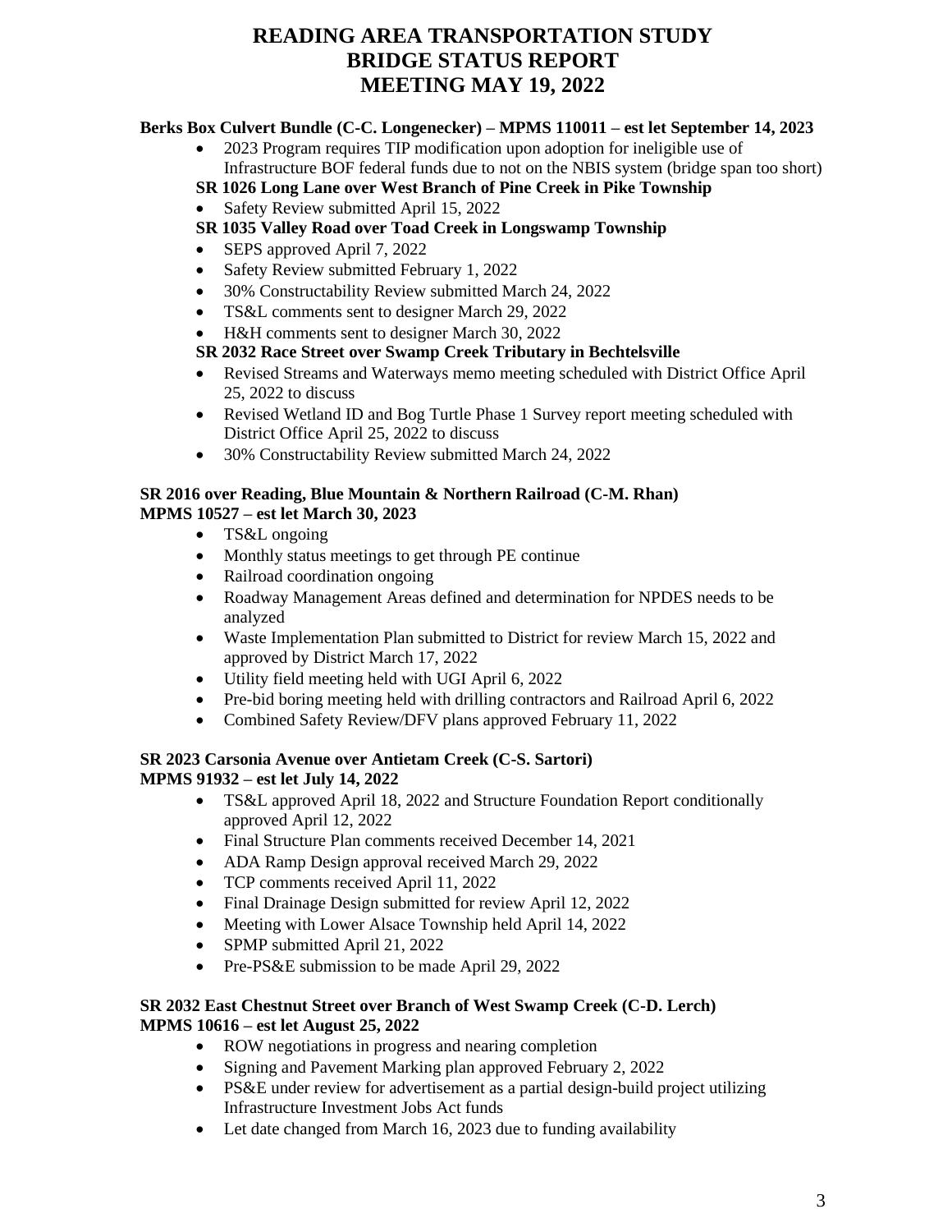# READING AREA TRANSPORTATION STUDY
# BRIDGE STATUS REPORT
# MEETING MAY 19, 2022

**Berks Box Culvert Bundle (C-C. Longenecker) – MPMS 110011 – est let September 14, 2023**

- 2023 Program requires TIP modification upon adoption for ineligible use of Infrastructure BOF federal funds due to not on the NBIS system (bridge span too short)

**SR 1026 Long Lane over West Branch of Pine Creek in Pike Township**

- Safety Review submitted April 15, 2022

**SR 1035 Valley Road over Toad Creek in Longswamp Township**

- SEPS approved April 7, 2022
- Safety Review submitted February 1, 2022
- 30% Constructability Review submitted March 24, 2022
- TS&L comments sent to designer March 29, 2022
- H&H comments sent to designer March 30, 2022

**SR 2032 Race Street over Swamp Creek Tributary in Bechtelsville**

- Revised Streams and Waterways memo meeting scheduled with District Office April 25, 2022 to discuss
- Revised Wetland ID and Bog Turtle Phase 1 Survey report meeting scheduled with District Office April 25, 2022 to discuss
- 30% Constructability Review submitted March 24, 2022

**SR 2016 over Reading, Blue Mountain & Northern Railroad (C-M. Rhan)**
**MPMS 10527 – est let March 30, 2023**

- TS&L ongoing
- Monthly status meetings to get through PE continue
- Railroad coordination ongoing
- Roadway Management Areas defined and determination for NPDES needs to be analyzed
- Waste Implementation Plan submitted to District for review March 15, 2022 and approved by District March 17, 2022
- Utility field meeting held with UGI April 6, 2022
- Pre-bid boring meeting held with drilling contractors and Railroad April 6, 2022
- Combined Safety Review/DFV plans approved February 11, 2022

**SR 2023 Carsonia Avenue over Antietam Creek (C-S. Sartori)**
**MPMS 91932 – est let July 14, 2022**

- TS&L approved April 18, 2022 and Structure Foundation Report conditionally approved April 12, 2022
- Final Structure Plan comments received December 14, 2021
- ADA Ramp Design approval received March 29, 2022
- TCP comments received April 11, 2022
- Final Drainage Design submitted for review April 12, 2022
- Meeting with Lower Alsace Township held April 14, 2022
- SPMP submitted April 21, 2022
- Pre-PS&E submission to be made April 29, 2022

**SR 2032 East Chestnut Street over Branch of West Swamp Creek (C-D. Lerch)**
**MPMS 10616 – est let August 25, 2022**

- ROW negotiations in progress and nearing completion
- Signing and Pavement Marking plan approved February 2, 2022
- PS&E under review for advertisement as a partial design-build project utilizing Infrastructure Investment Jobs Act funds
- Let date changed from March 16, 2023 due to funding availability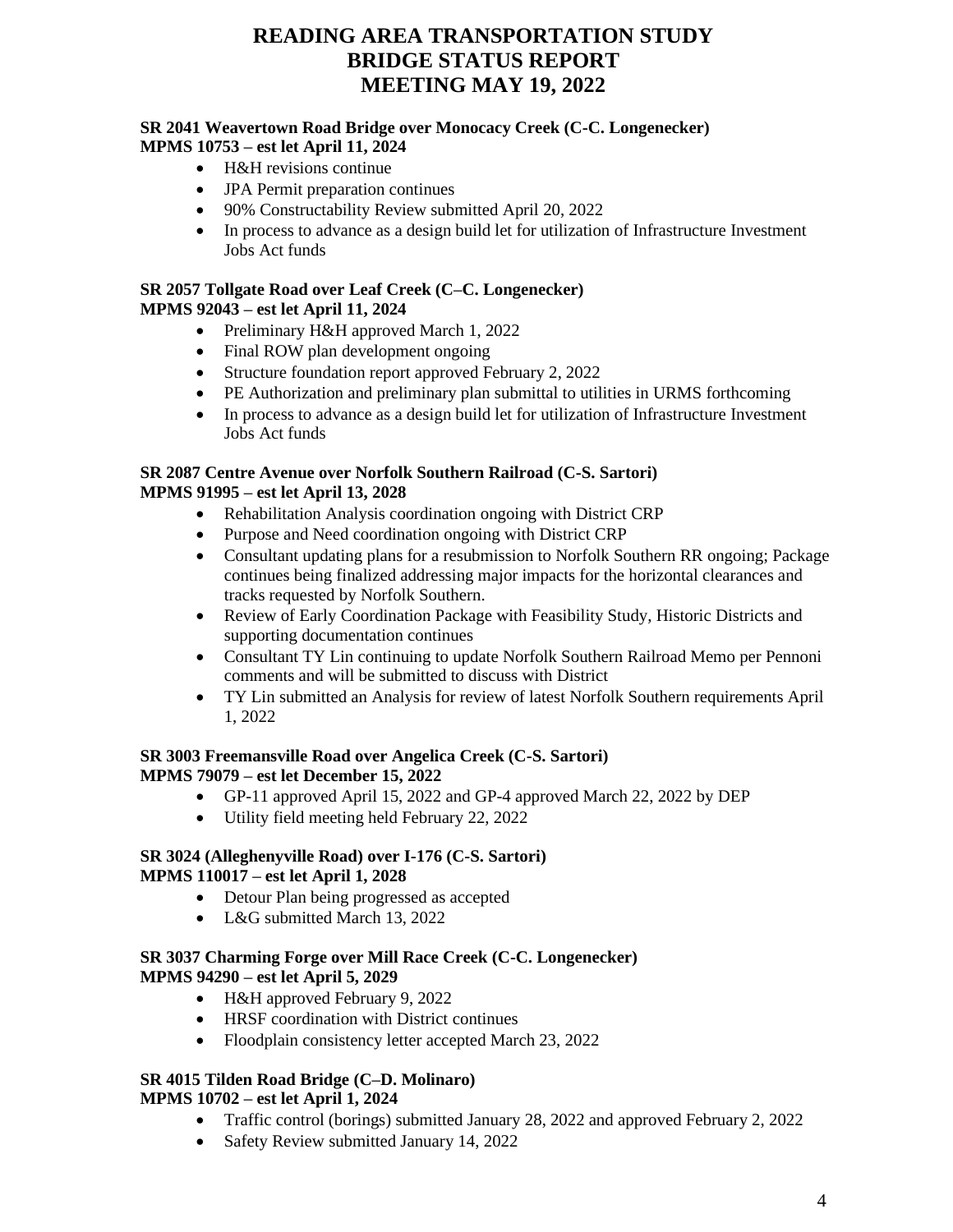# READING AREA TRANSPORTATION STUDY
# BRIDGE STATUS REPORT
# MEETING MAY 19, 2022

**SR 2041 Weavertown Road Bridge over Monocacy Creek (C-C. Longenecker)**
**MPMS 10753 – est let April 11, 2024**

- H&H revisions continue
- JPA Permit preparation continues
- 90% Constructability Review submitted April 20, 2022
- In process to advance as a design build let for utilization of Infrastructure Investment Jobs Act funds

**SR 2057 Tollgate Road over Leaf Creek (C–C. Longenecker)**
**MPMS 92043 – est let April 11, 2024**

- Preliminary H&H approved March 1, 2022
- Final ROW plan development ongoing
- Structure foundation report approved February 2, 2022
- PE Authorization and preliminary plan submittal to utilities in URMS forthcoming
- In process to advance as a design build let for utilization of Infrastructure Investment Jobs Act funds

**SR 2087 Centre Avenue over Norfolk Southern Railroad (C-S. Sartori)**
**MPMS 91995 – est let April 13, 2028**

- Rehabilitation Analysis coordination ongoing with District CRP
- Purpose and Need coordination ongoing with District CRP
- Consultant updating plans for a resubmission to Norfolk Southern RR ongoing; Package continues being finalized addressing major impacts for the horizontal clearances and tracks requested by Norfolk Southern.
- Review of Early Coordination Package with Feasibility Study, Historic Districts and supporting documentation continues
- Consultant TY Lin continuing to update Norfolk Southern Railroad Memo per Pennoni comments and will be submitted to discuss with District
- TY Lin submitted an Analysis for review of latest Norfolk Southern requirements April 1, 2022

**SR 3003 Freemansville Road over Angelica Creek (C-S. Sartori)**
**MPMS 79079 – est let December 15, 2022**

- GP-11 approved April 15, 2022 and GP-4 approved March 22, 2022 by DEP
- Utility field meeting held February 22, 2022

**SR 3024 (Alleghenyville Road) over I-176 (C-S. Sartori)**
**MPMS 110017 – est let April 1, 2028**

- Detour Plan being progressed as accepted
- L&G submitted March 13, 2022

**SR 3037 Charming Forge over Mill Race Creek (C-C. Longenecker)**
**MPMS 94290 – est let April 5, 2029**

- H&H approved February 9, 2022
- HRSF coordination with District continues
- Floodplain consistency letter accepted March 23, 2022

**SR 4015 Tilden Road Bridge (C–D. Molinaro)**
**MPMS 10702 – est let April 1, 2024**

- Traffic control (borings) submitted January 28, 2022 and approved February 2, 2022
- Safety Review submitted January 14, 2022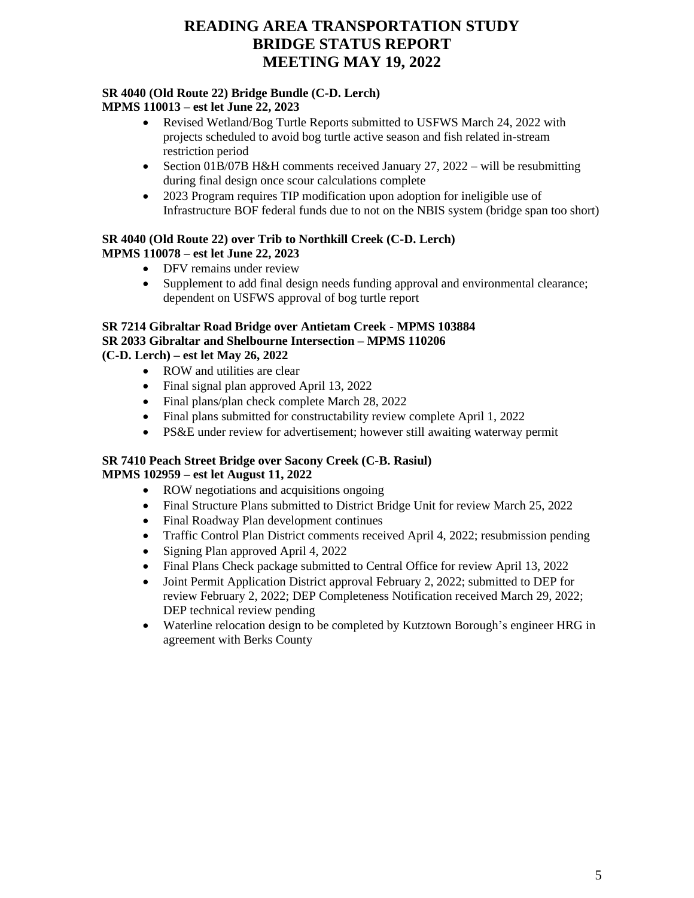# READING AREA TRANSPORTATION STUDY
# BRIDGE STATUS REPORT
# MEETING MAY 19, 2022

**SR 4040 (Old Route 22) Bridge Bundle (C-D. Lerch)**
**MPMS 110013 – est let June 22, 2023**

- Revised Wetland/Bog Turtle Reports submitted to USFWS March 24, 2022 with projects scheduled to avoid bog turtle active season and fish related in-stream restriction period
- Section 01B/07B H&H comments received January 27, 2022 – will be resubmitting during final design once scour calculations complete
- 2023 Program requires TIP modification upon adoption for ineligible use of Infrastructure BOF federal funds due to not on the NBIS system (bridge span too short)

**SR 4040 (Old Route 22) over Trib to Northkill Creek (C-D. Lerch)**
**MPMS 110078 – est let June 22, 2023**

- DFV remains under review
- Supplement to add final design needs funding approval and environmental clearance; dependent on USFWS approval of bog turtle report

**SR 7214 Gibraltar Road Bridge over Antietam Creek - MPMS 103884**
**SR 2033 Gibraltar and Shelbourne Intersection – MPMS 110206**
**(C-D. Lerch) – est let May 26, 2022**

- ROW and utilities are clear
- Final signal plan approved April 13, 2022
- Final plans/plan check complete March 28, 2022
- Final plans submitted for constructability review complete April 1, 2022
- PS&E under review for advertisement; however still awaiting waterway permit

**SR 7410 Peach Street Bridge over Sacony Creek (C-B. Rasiul)**
**MPMS 102959 – est let August 11, 2022**

- ROW negotiations and acquisitions ongoing
- Final Structure Plans submitted to District Bridge Unit for review March 25, 2022
- Final Roadway Plan development continues
- Traffic Control Plan District comments received April 4, 2022; resubmission pending
- Signing Plan approved April 4, 2022
- Final Plans Check package submitted to Central Office for review April 13, 2022
- Joint Permit Application District approval February 2, 2022; submitted to DEP for review February 2, 2022; DEP Completeness Notification received March 29, 2022; DEP technical review pending
- Waterline relocation design to be completed by Kutztown Borough's engineer HRG in agreement with Berks County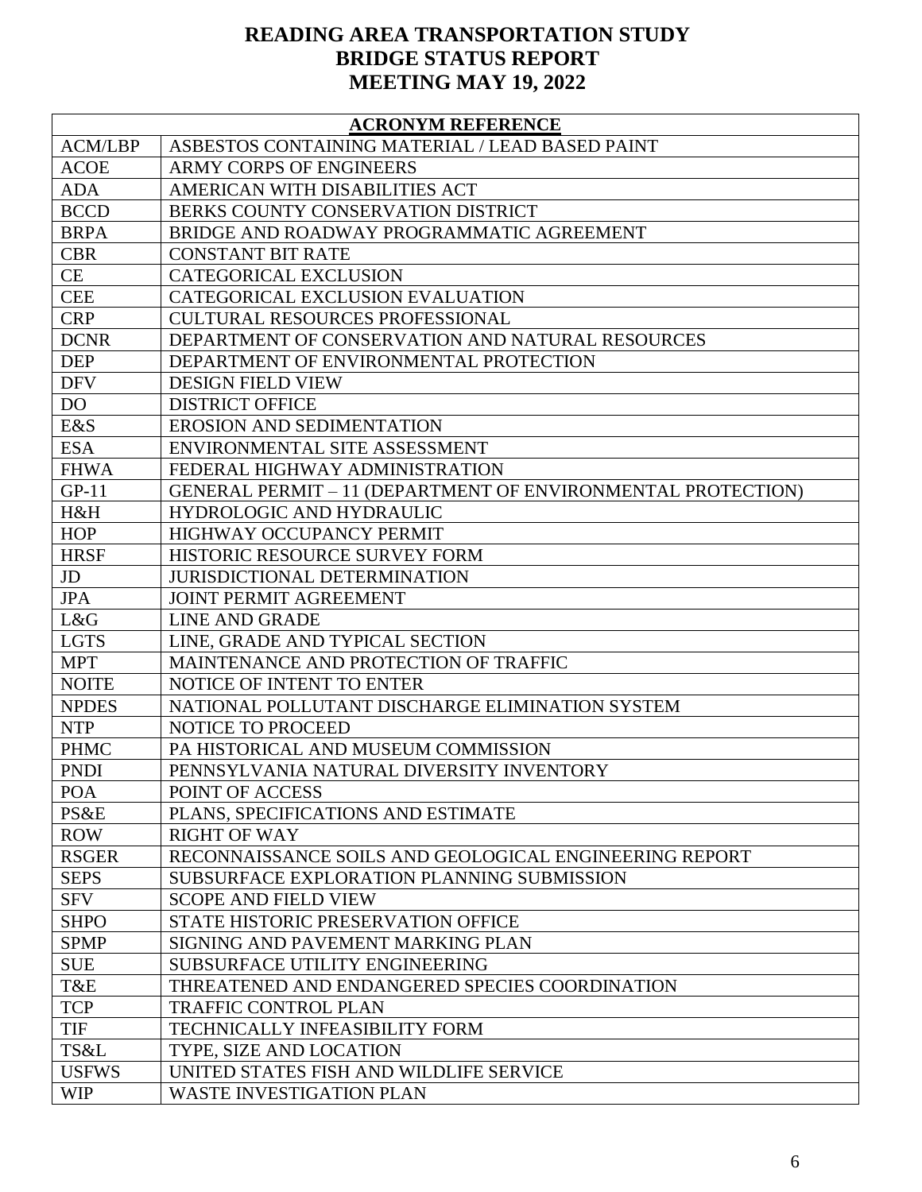# READING AREA TRANSPORTATION STUDY
# BRIDGE STATUS REPORT
# MEETING MAY 19, 2022

| ACRONYM REFERENCE | |
|---|---|
| ACM/LBP | ASBESTOS CONTAINING MATERIAL / LEAD BASED PAINT |
| ACOE | ARMY CORPS OF ENGINEERS |
| ADA | AMERICAN WITH DISABILITIES ACT |
| BCCD | BERKS COUNTY CONSERVATION DISTRICT |
| BRPA | BRIDGE AND ROADWAY PROGRAMMATIC AGREEMENT |
| CBR | CONSTANT BIT RATE |
| CE | CATEGORICAL EXCLUSION |
| CEE | CATEGORICAL EXCLUSION EVALUATION |
| CRP | CULTURAL RESOURCES PROFESSIONAL |
| DCNR | DEPARTMENT OF CONSERVATION AND NATURAL RESOURCES |
| DEP | DEPARTMENT OF ENVIRONMENTAL PROTECTION |
| DFV | DESIGN FIELD VIEW |
| DO | DISTRICT OFFICE |
| E&S | EROSION AND SEDIMENTATION |
| ESA | ENVIRONMENTAL SITE ASSESSMENT |
| FHWA | FEDERAL HIGHWAY ADMINISTRATION |
| GP-11 | GENERAL PERMIT – 11 (DEPARTMENT OF ENVIRONMENTAL PROTECTION) |
| H&H | HYDROLOGIC AND HYDRAULIC |
| HOP | HIGHWAY OCCUPANCY PERMIT |
| HRSF | HISTORIC RESOURCE SURVEY FORM |
| JD | JURISDICTIONAL DETERMINATION |
| JPA | JOINT PERMIT AGREEMENT |
| L&G | LINE AND GRADE |
| LGTS | LINE, GRADE AND TYPICAL SECTION |
| MPT | MAINTENANCE AND PROTECTION OF TRAFFIC |
| NOITE | NOTICE OF INTENT TO ENTER |
| NPDES | NATIONAL POLLUTANT DISCHARGE ELIMINATION SYSTEM |
| NTP | NOTICE TO PROCEED |
| PHMC | PA HISTORICAL AND MUSEUM COMMISSION |
| PNDI | PENNSYLVANIA NATURAL DIVERSITY INVENTORY |
| POA | POINT OF ACCESS |
| PS&E | PLANS, SPECIFICATIONS AND ESTIMATE |
| ROW | RIGHT OF WAY |
| RSGER | RECONNAISSANCE SOILS AND GEOLOGICAL ENGINEERING REPORT |
| SEPS | SUBSURFACE EXPLORATION PLANNING SUBMISSION |
| SFV | SCOPE AND FIELD VIEW |
| SHPO | STATE HISTORIC PRESERVATION OFFICE |
| SPMP | SIGNING AND PAVEMENT MARKING PLAN |
| SUE | SUBSURFACE UTILITY ENGINEERING |
| T&E | THREATENED AND ENDANGERED SPECIES COORDINATION |
| TCP | TRAFFIC CONTROL PLAN |
| TIF | TECHNICALLY INFEASIBILITY FORM |
| TS&L | TYPE, SIZE AND LOCATION |
| USFWS | UNITED STATES FISH AND WILDLIFE SERVICE |
| WIP | WASTE INVESTIGATION PLAN |